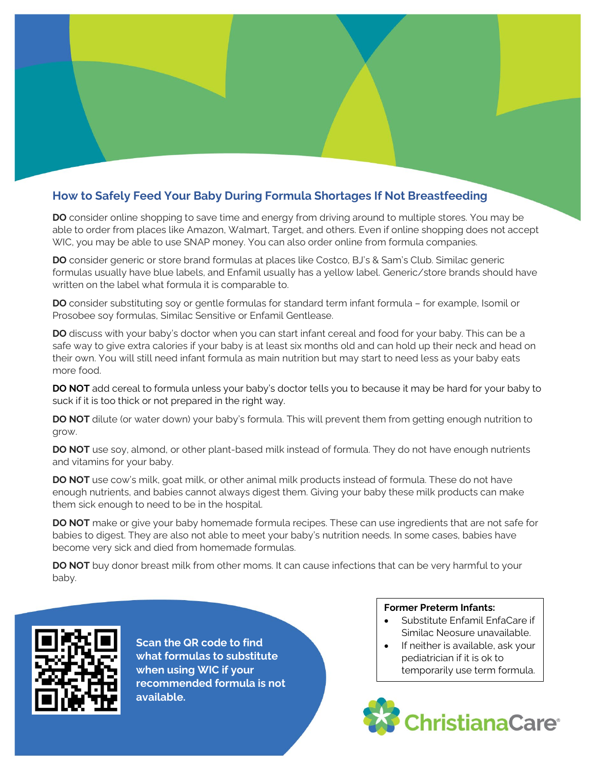## How to Safely Feed Your Baby During Formula Shortages If Not Breastfeeding

**DO** consider online shopping to save time and energy from driving around to multiple stores. You may be able to order from places like Amazon, Walmart, Target, and others. Even if online shopping does not accept WIC, you may be able to use SNAP money. You can also order online from formula companies.

**DO** consider generic or store brand formulas at places like Costco, BJ's & Sam's Club. Similac generic formulas usually have blue labels, and Enfamil usually has a yellow label. Generic/store brands should have written on the label what formula it is comparable to.

**DO** consider substituting soy or gentle formulas for standard term infant formula – for example, Isomil or Prosobee soy formulas, Similac Sensitive or Enfamil Gentlease.

**DO** discuss with your baby's doctor when you can start infant cereal and food for your baby. This can be a safe way to give extra calories if your baby is at least six months old and can hold up their neck and head on their own. You will still need infant formula as main nutrition but may start to need less as your baby eats more food.

**DO NOT** add cereal to formula unless your baby's doctor tells you to because it may be hard for your baby to suck if it is too thick or not prepared in the right way.

**DO NOT** dilute (or water down) your baby's formula. This will prevent them from getting enough nutrition to grow.

**DO NOT** use soy, almond, or other plant-based milk instead of formula. They do not have enough nutrients and vitamins for your baby.

**DO NOT** use cow's milk, goat milk, or other animal milk products instead of formula. These do not have enough nutrients, and babies cannot always digest them. Giving your baby these milk products can make them sick enough to need to be in the hospital.

**DO NOT** make or give your baby homemade formula recipes. These can use ingredients that are not safe for babies to digest. They are also not able to meet your baby's nutrition needs. In some cases, babies have become very sick and died from homemade formulas.

**DO NOT** buy donor breast milk from other moms. It can cause infections that can be very harmful to your baby.

**Scan the QR code to find what formulas to substitute when using WIC if your recommended formula is not available.**

**Former Preterm Infants:**

- Substitute Enfamil EnfaCare if Similac Neosure unavailable.
- If neither is available, ask your pediatrician if it is ok to temporarily use term formula.

ChristianaCare®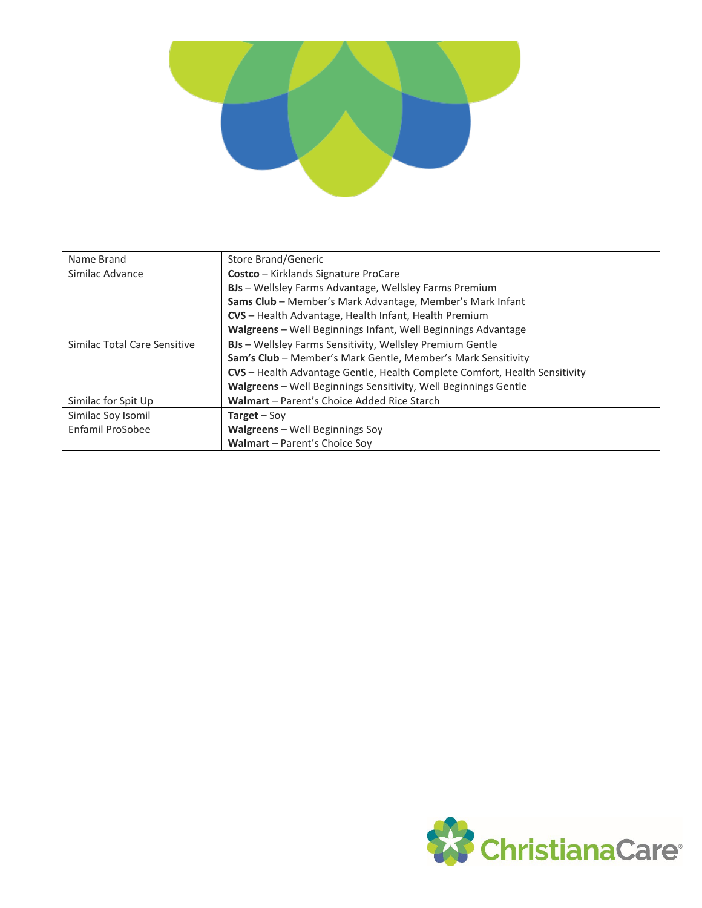| Name Brand | Store Brand/Generic |
|---|---|
| Similac Advance | **Costco** – Kirklands Signature ProCare<br>**BJs** – Wellsley Farms Advantage, Wellsley Farms Premium<br>**Sams Club** – Member's Mark Advantage, Member's Mark Infant<br>**CVS** – Health Advantage, Health Infant, Health Premium<br>**Walgreens** – Well Beginnings Infant, Well Beginnings Advantage |
| Similac Total Care Sensitive | **BJs** – Wellsley Farms Sensitivity, Wellsley Premium Gentle<br>**Sam's Club** – Member's Mark Gentle, Member's Mark Sensitivity<br>**CVS** – Health Advantage Gentle, Health Complete Comfort, Health Sensitivity<br>**Walgreens** – Well Beginnings Sensitivity, Well Beginnings Gentle |
| Similac for Spit Up | **Walmart** – Parent's Choice Added Rice Starch |
| Similac Soy Isomil<br>Enfamil ProSobee | **Target** – Soy<br>**Walgreens** – Well Beginnings Soy<br>**Walmart** – Parent's Choice Soy |

ChristianaCare®